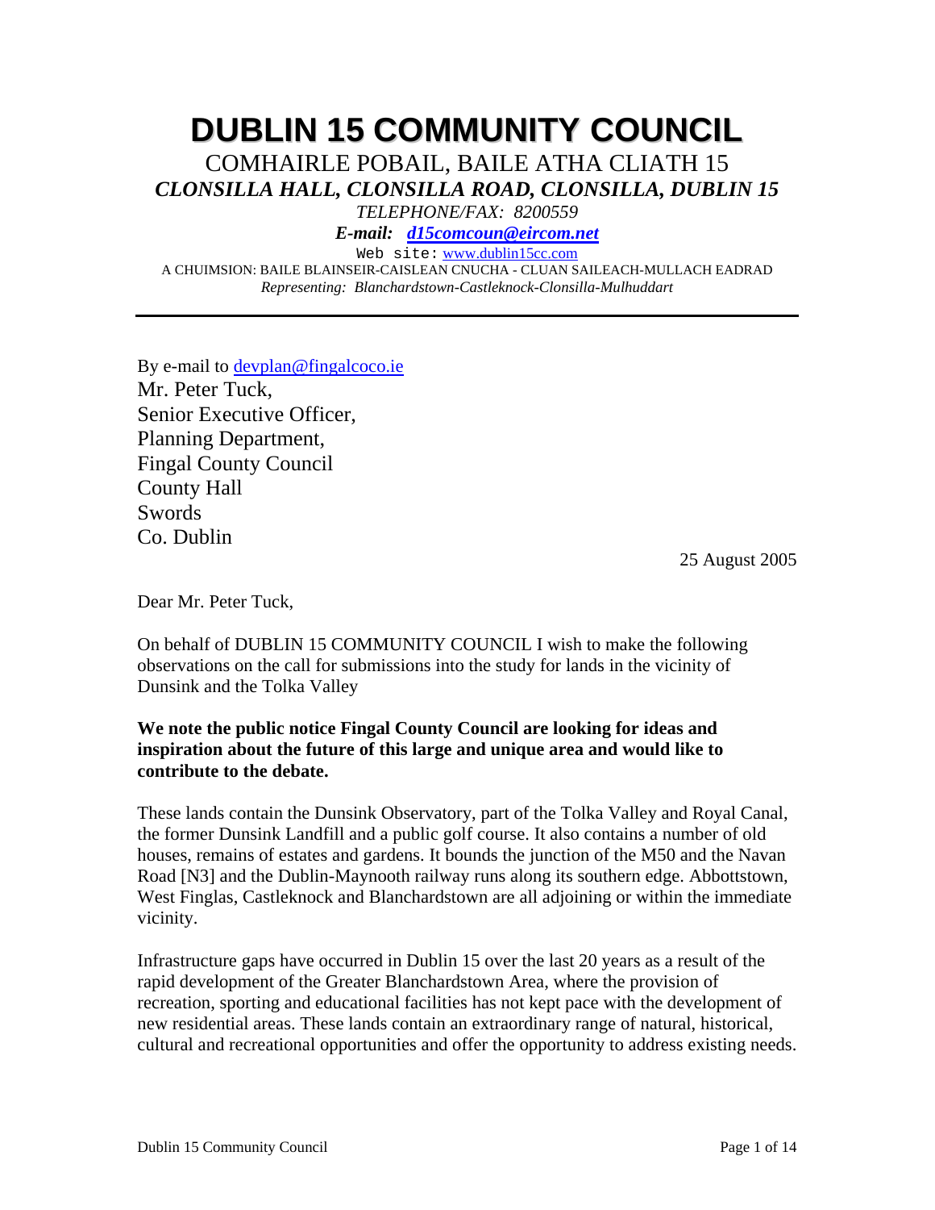# DUBLIN 15 COMMUNITY COUNCIL

COMHAIRLE POBAIL, BAILE ATHA CLIATH 15

***CLONSILLA HALL, CLONSILLA ROAD, CLONSILLA, DUBLIN 15***

*TELEPHONE/FAX: 8200559*

***E-mail: d15comcoun@eircom.net***

Web site: www.dublin15cc.com

A CHUIMSION: BAILE BLAINSEIR-CAISLEAN CNUCHA - CLUAN SAILEACH-MULLACH EADRAD

*Representing: Blanchardstown-Castleknock-Clonsilla-Mulhuddart*

---

By e-mail to devplan@fingalcoco.ie

Mr. Peter Tuck,
Senior Executive Officer,
Planning Department,
Fingal County Council
County Hall
Swords
Co. Dublin

25 August 2005

Dear Mr. Peter Tuck,

On behalf of DUBLIN 15 COMMUNITY COUNCIL I wish to make the following observations on the call for submissions into the study for lands in the vicinity of Dunsink and the Tolka Valley

**We note the public notice Fingal County Council are looking for ideas and inspiration about the future of this large and unique area and would like to contribute to the debate.**

These lands contain the Dunsink Observatory, part of the Tolka Valley and Royal Canal, the former Dunsink Landfill and a public golf course. It also contains a number of old houses, remains of estates and gardens. It bounds the junction of the M50 and the Navan Road [N3] and the Dublin-Maynooth railway runs along its southern edge. Abbottstown, West Finglas, Castleknock and Blanchardstown are all adjoining or within the immediate vicinity.

Infrastructure gaps have occurred in Dublin 15 over the last 20 years as a result of the rapid development of the Greater Blanchardstown Area, where the provision of recreation, sporting and educational facilities has not kept pace with the development of new residential areas. These lands contain an extraordinary range of natural, historical, cultural and recreational opportunities and offer the opportunity to address existing needs.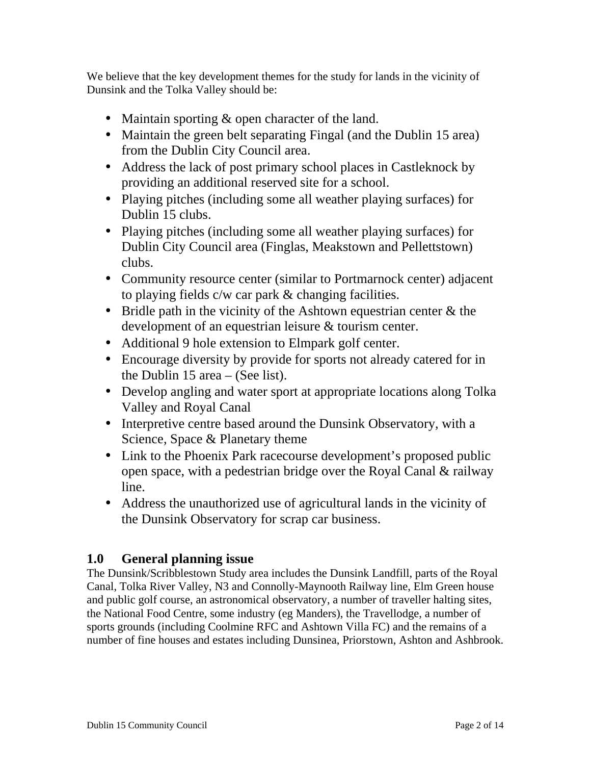We believe that the key development themes for the study for lands in the vicinity of Dunsink and the Tolka Valley should be:

- Maintain sporting & open character of the land.
- Maintain the green belt separating Fingal (and the Dublin 15 area) from the Dublin City Council area.
- Address the lack of post primary school places in Castleknock by providing an additional reserved site for a school.
- Playing pitches (including some all weather playing surfaces) for Dublin 15 clubs.
- Playing pitches (including some all weather playing surfaces) for Dublin City Council area (Finglas, Meakstown and Pellettstown) clubs.
- Community resource center (similar to Portmarnock center) adjacent to playing fields c/w car park & changing facilities.
- Bridle path in the vicinity of the Ashtown equestrian center & the development of an equestrian leisure & tourism center.
- Additional 9 hole extension to Elmpark golf center.
- Encourage diversity by provide for sports not already catered for in the Dublin 15 area – (See list).
- Develop angling and water sport at appropriate locations along Tolka Valley and Royal Canal
- Interpretive centre based around the Dunsink Observatory, with a Science, Space & Planetary theme
- Link to the Phoenix Park racecourse development's proposed public open space, with a pedestrian bridge over the Royal Canal & railway line.
- Address the unauthorized use of agricultural lands in the vicinity of the Dunsink Observatory for scrap car business.

## 1.0 General planning issue

The Dunsink/Scribblestown Study area includes the Dunsink Landfill, parts of the Royal Canal, Tolka River Valley, N3 and Connolly-Maynooth Railway line, Elm Green house and public golf course, an astronomical observatory, a number of traveller halting sites, the National Food Centre, some industry (eg Manders), the Travellodge, a number of sports grounds (including Coolmine RFC and Ashtown Villa FC) and the remains of a number of fine houses and estates including Dunsinea, Priorstown, Ashton and Ashbrook.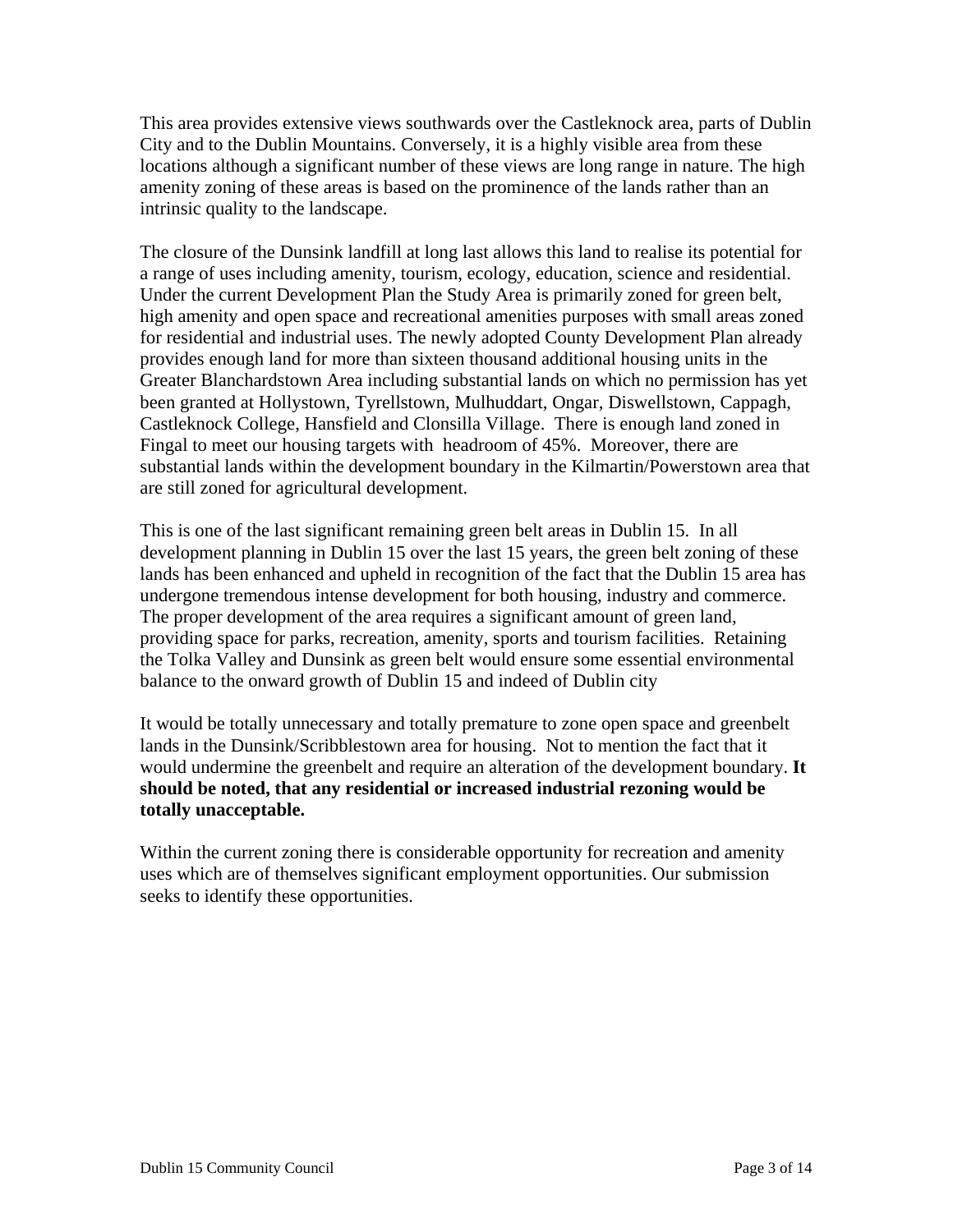This area provides extensive views southwards over the Castleknock area, parts of Dublin City and to the Dublin Mountains. Conversely, it is a highly visible area from these locations although a significant number of these views are long range in nature. The high amenity zoning of these areas is based on the prominence of the lands rather than an intrinsic quality to the landscape.

The closure of the Dunsink landfill at long last allows this land to realise its potential for a range of uses including amenity, tourism, ecology, education, science and residential. Under the current Development Plan the Study Area is primarily zoned for green belt, high amenity and open space and recreational amenities purposes with small areas zoned for residential and industrial uses. The newly adopted County Development Plan already provides enough land for more than sixteen thousand additional housing units in the Greater Blanchardstown Area including substantial lands on which no permission has yet been granted at Hollystown, Tyrellstown, Mulhuddart, Ongar, Diswellstown, Cappagh, Castleknock College, Hansfield and Clonsilla Village. There is enough land zoned in Fingal to meet our housing targets with headroom of 45%. Moreover, there are substantial lands within the development boundary in the Kilmartin/Powerstown area that are still zoned for agricultural development.

This is one of the last significant remaining green belt areas in Dublin 15. In all development planning in Dublin 15 over the last 15 years, the green belt zoning of these lands has been enhanced and upheld in recognition of the fact that the Dublin 15 area has undergone tremendous intense development for both housing, industry and commerce. The proper development of the area requires a significant amount of green land, providing space for parks, recreation, amenity, sports and tourism facilities. Retaining the Tolka Valley and Dunsink as green belt would ensure some essential environmental balance to the onward growth of Dublin 15 and indeed of Dublin city

It would be totally unnecessary and totally premature to zone open space and greenbelt lands in the Dunsink/Scribblestown area for housing. Not to mention the fact that it would undermine the greenbelt and require an alteration of the development boundary. **It should be noted, that any residential or increased industrial rezoning would be totally unacceptable.**

Within the current zoning there is considerable opportunity for recreation and amenity uses which are of themselves significant employment opportunities. Our submission seeks to identify these opportunities.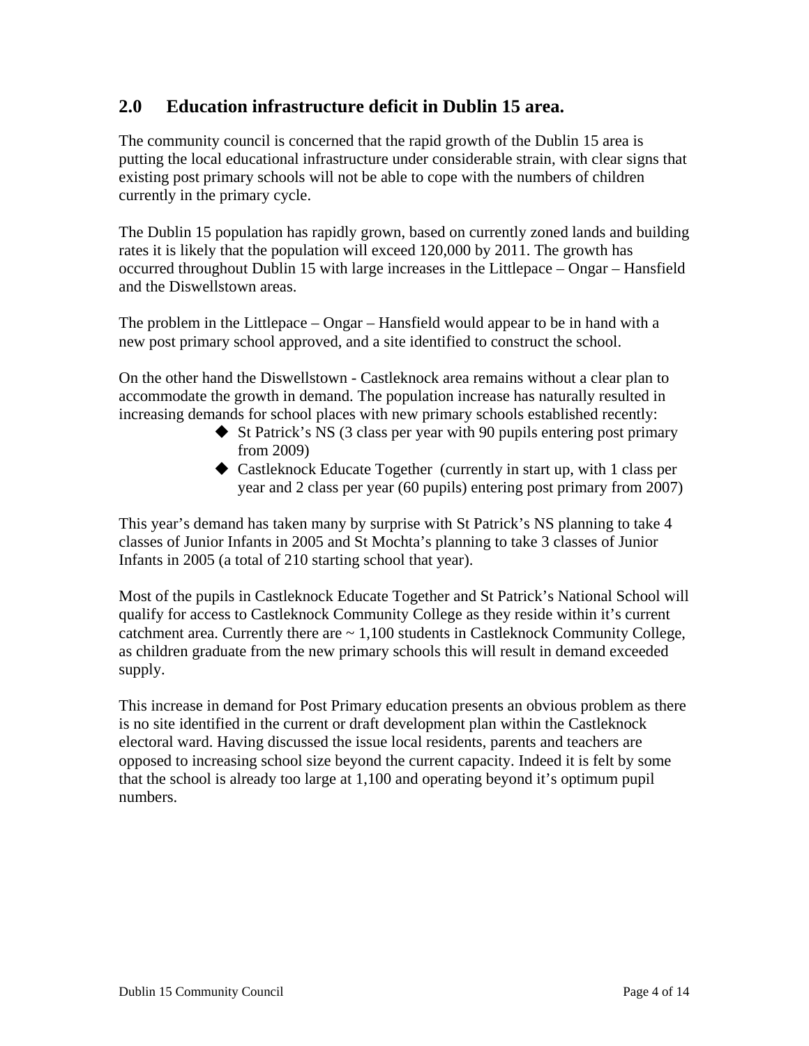## 2.0 Education infrastructure deficit in Dublin 15 area.

The community council is concerned that the rapid growth of the Dublin 15 area is putting the local educational infrastructure under considerable strain, with clear signs that existing post primary schools will not be able to cope with the numbers of children currently in the primary cycle.

The Dublin 15 population has rapidly grown, based on currently zoned lands and building rates it is likely that the population will exceed 120,000 by 2011. The growth has occurred throughout Dublin 15 with large increases in the Littlepace – Ongar – Hansfield and the Diswellstown areas.

The problem in the Littlepace – Ongar – Hansfield would appear to be in hand with a new post primary school approved, and a site identified to construct the school.

On the other hand the Diswellstown - Castleknock area remains without a clear plan to accommodate the growth in demand. The population increase has naturally resulted in increasing demands for school places with new primary schools established recently:

- St Patrick's NS (3 class per year with 90 pupils entering post primary from 2009)
- Castleknock Educate Together (currently in start up, with 1 class per year and 2 class per year (60 pupils) entering post primary from 2007)

This year's demand has taken many by surprise with St Patrick's NS planning to take 4 classes of Junior Infants in 2005 and St Mochta's planning to take 3 classes of Junior Infants in 2005 (a total of 210 starting school that year).

Most of the pupils in Castleknock Educate Together and St Patrick's National School will qualify for access to Castleknock Community College as they reside within it's current catchment area. Currently there are ~ 1,100 students in Castleknock Community College, as children graduate from the new primary schools this will result in demand exceeded supply.

This increase in demand for Post Primary education presents an obvious problem as there is no site identified in the current or draft development plan within the Castleknock electoral ward. Having discussed the issue local residents, parents and teachers are opposed to increasing school size beyond the current capacity. Indeed it is felt by some that the school is already too large at 1,100 and operating beyond it's optimum pupil numbers.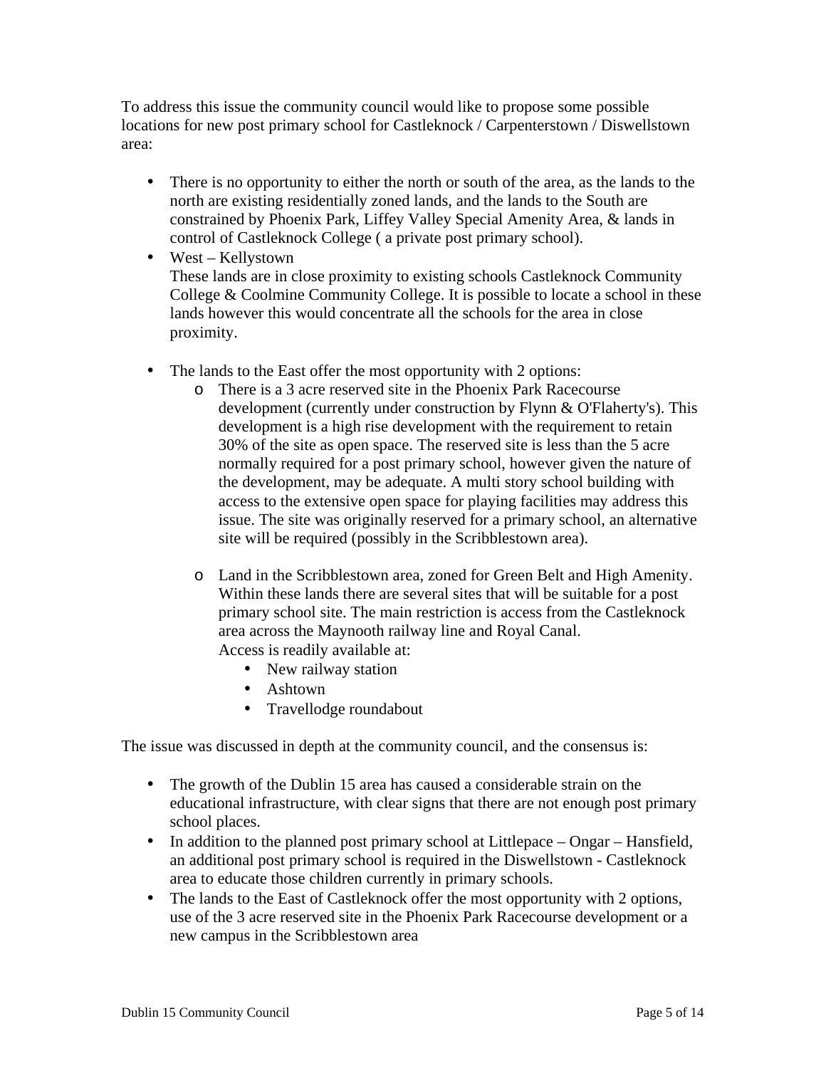To address this issue the community council would like to propose some possible locations for new post primary school for Castleknock / Carpenterstown / Diswellstown area:

- There is no opportunity to either the north or south of the area, as the lands to the north are existing residentially zoned lands, and the lands to the South are constrained by Phoenix Park, Liffey Valley Special Amenity Area, & lands in control of Castleknock College ( a private post primary school).
- West – Kellystown
  These lands are in close proximity to existing schools Castleknock Community College & Coolmine Community College. It is possible to locate a school in these lands however this would concentrate all the schools for the area in close proximity.

- The lands to the East offer the most opportunity with 2 options:
  - There is a 3 acre reserved site in the Phoenix Park Racecourse development (currently under construction by Flynn & O'Flaherty's). This development is a high rise development with the requirement to retain 30% of the site as open space. The reserved site is less than the 5 acre normally required for a post primary school, however given the nature of the development, may be adequate. A multi story school building with access to the extensive open space for playing facilities may address this issue. The site was originally reserved for a primary school, an alternative site will be required (possibly in the Scribblestown area).

  - Land in the Scribblestown area, zoned for Green Belt and High Amenity. Within these lands there are several sites that will be suitable for a post primary school site. The main restriction is access from the Castleknock area across the Maynooth railway line and Royal Canal.
    Access is readily available at:
    - New railway station
    - Ashtown
    - Travellodge roundabout

The issue was discussed in depth at the community council, and the consensus is:

- The growth of the Dublin 15 area has caused a considerable strain on the educational infrastructure, with clear signs that there are not enough post primary school places.
- In addition to the planned post primary school at Littlepace – Ongar – Hansfield, an additional post primary school is required in the Diswellstown - Castleknock area to educate those children currently in primary schools.
- The lands to the East of Castleknock offer the most opportunity with 2 options, use of the 3 acre reserved site in the Phoenix Park Racecourse development or a new campus in the Scribblestown area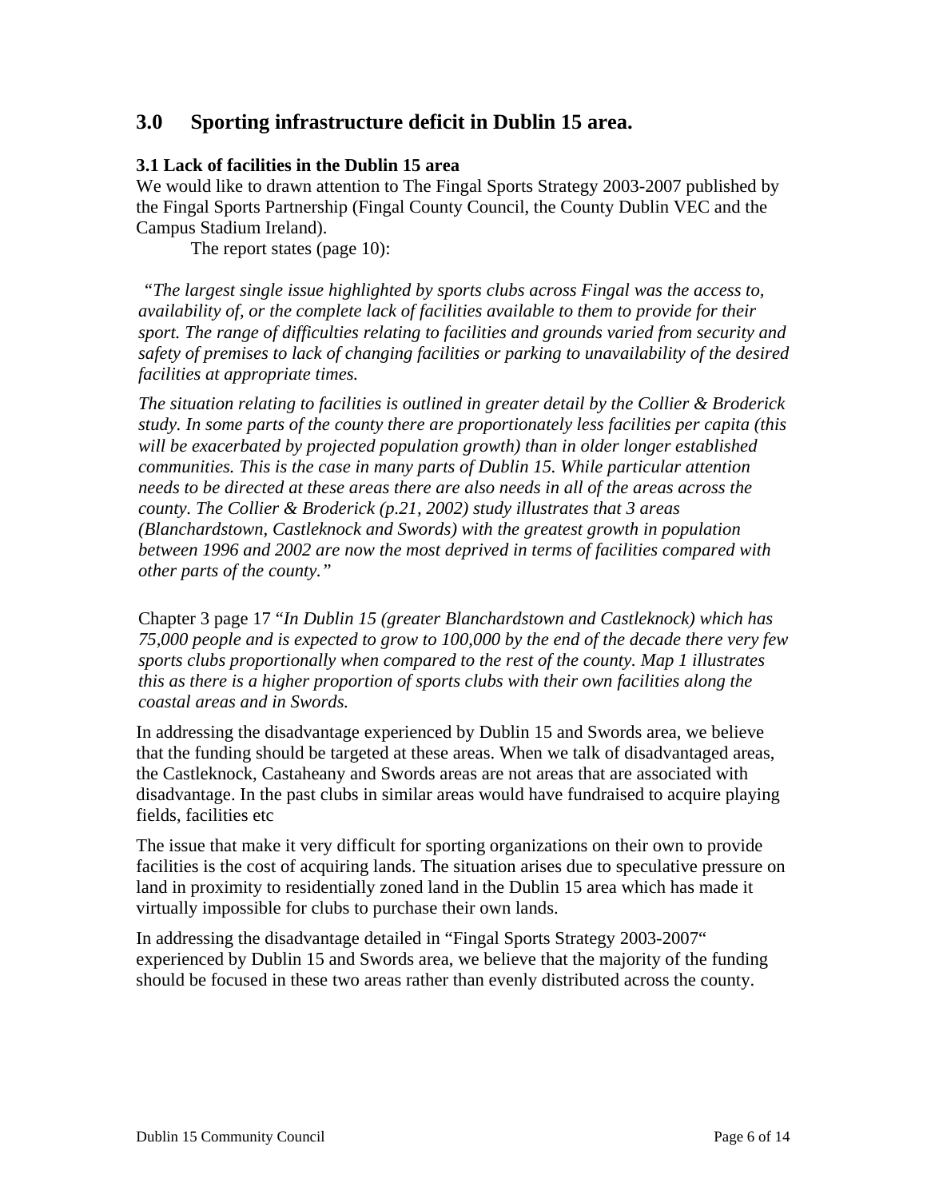## 3.0 Sporting infrastructure deficit in Dublin 15 area.

### 3.1 Lack of facilities in the Dublin 15 area

We would like to drawn attention to The Fingal Sports Strategy 2003-2007 published by the Fingal Sports Partnership (Fingal County Council, the County Dublin VEC and the Campus Stadium Ireland).

The report states (page 10):

*"The largest single issue highlighted by sports clubs across Fingal was the access to, availability of, or the complete lack of facilities available to them to provide for their sport. The range of difficulties relating to facilities and grounds varied from security and safety of premises to lack of changing facilities or parking to unavailability of the desired facilities at appropriate times.*

*The situation relating to facilities is outlined in greater detail by the Collier & Broderick study. In some parts of the county there are proportionately less facilities per capita (this will be exacerbated by projected population growth) than in older longer established communities. This is the case in many parts of Dublin 15. While particular attention needs to be directed at these areas there are also needs in all of the areas across the county. The Collier & Broderick (p.21, 2002) study illustrates that 3 areas (Blanchardstown, Castleknock and Swords) with the greatest growth in population between 1996 and 2002 are now the most deprived in terms of facilities compared with other parts of the county."*

Chapter 3 page 17 "*In Dublin 15 (greater Blanchardstown and Castleknock) which has 75,000 people and is expected to grow to 100,000 by the end of the decade there very few sports clubs proportionally when compared to the rest of the county. Map 1 illustrates this as there is a higher proportion of sports clubs with their own facilities along the coastal areas and in Swords.*

In addressing the disadvantage experienced by Dublin 15 and Swords area, we believe that the funding should be targeted at these areas. When we talk of disadvantaged areas, the Castleknock, Castaheany and Swords areas are not areas that are associated with disadvantage. In the past clubs in similar areas would have fundraised to acquire playing fields, facilities etc

The issue that make it very difficult for sporting organizations on their own to provide facilities is the cost of acquiring lands. The situation arises due to speculative pressure on land in proximity to residentially zoned land in the Dublin 15 area which has made it virtually impossible for clubs to purchase their own lands.

In addressing the disadvantage detailed in "Fingal Sports Strategy 2003-2007" experienced by Dublin 15 and Swords area, we believe that the majority of the funding should be focused in these two areas rather than evenly distributed across the county.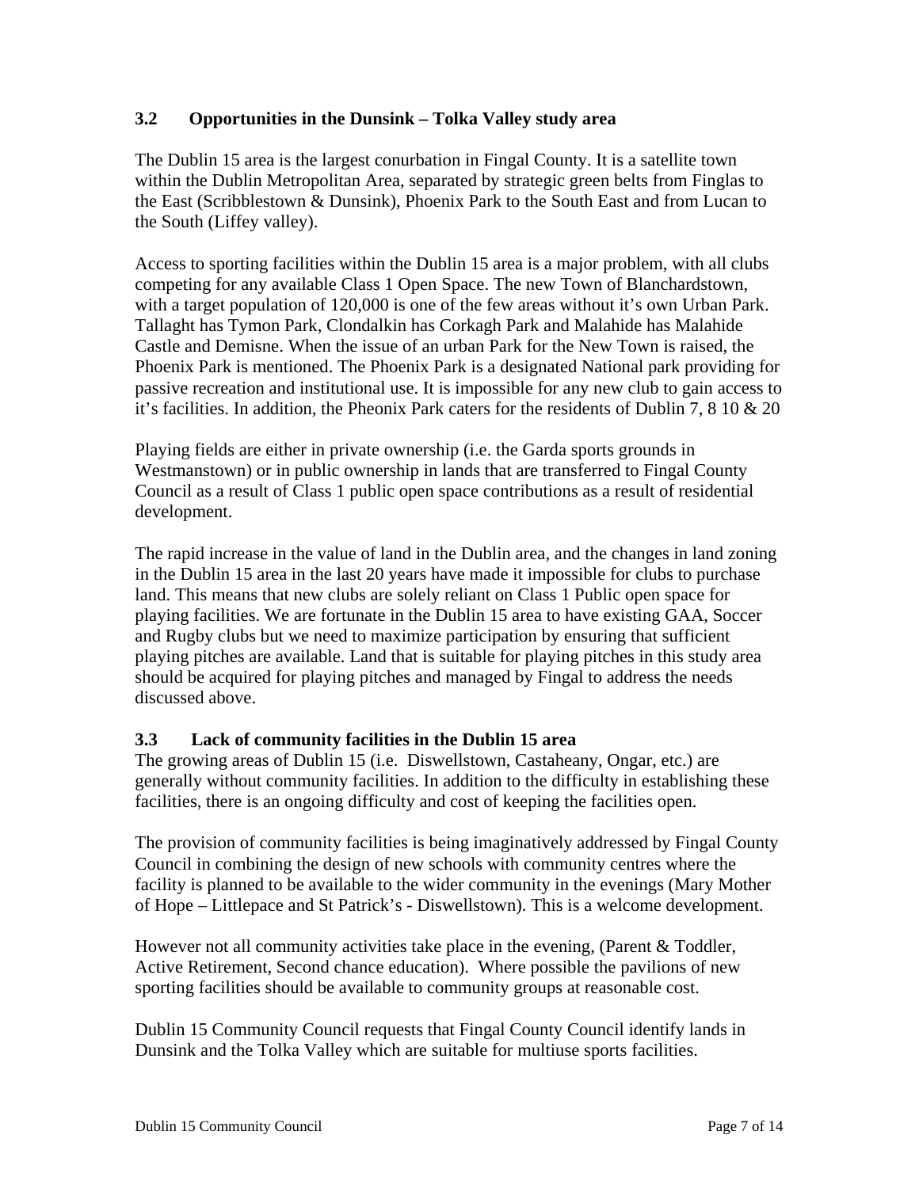## 3.2 Opportunities in the Dunsink – Tolka Valley study area

The Dublin 15 area is the largest conurbation in Fingal County. It is a satellite town within the Dublin Metropolitan Area, separated by strategic green belts from Finglas to the East (Scribblestown & Dunsink), Phoenix Park to the South East and from Lucan to the South (Liffey valley).

Access to sporting facilities within the Dublin 15 area is a major problem, with all clubs competing for any available Class 1 Open Space. The new Town of Blanchardstown, with a target population of 120,000 is one of the few areas without it's own Urban Park. Tallaght has Tymon Park, Clondalkin has Corkagh Park and Malahide has Malahide Castle and Demisne. When the issue of an urban Park for the New Town is raised, the Phoenix Park is mentioned. The Phoenix Park is a designated National park providing for passive recreation and institutional use. It is impossible for any new club to gain access to it's facilities. In addition, the Pheonix Park caters for the residents of Dublin 7, 8 10 & 20

Playing fields are either in private ownership (i.e. the Garda sports grounds in Westmanstown) or in public ownership in lands that are transferred to Fingal County Council as a result of Class 1 public open space contributions as a result of residential development.

The rapid increase in the value of land in the Dublin area, and the changes in land zoning in the Dublin 15 area in the last 20 years have made it impossible for clubs to purchase land. This means that new clubs are solely reliant on Class 1 Public open space for playing facilities. We are fortunate in the Dublin 15 area to have existing GAA, Soccer and Rugby clubs but we need to maximize participation by ensuring that sufficient playing pitches are available. Land that is suitable for playing pitches in this study area should be acquired for playing pitches and managed by Fingal to address the needs discussed above.

## 3.3 Lack of community facilities in the Dublin 15 area

The growing areas of Dublin 15 (i.e. Diswellstown, Castaheany, Ongar, etc.) are generally without community facilities. In addition to the difficulty in establishing these facilities, there is an ongoing difficulty and cost of keeping the facilities open.

The provision of community facilities is being imaginatively addressed by Fingal County Council in combining the design of new schools with community centres where the facility is planned to be available to the wider community in the evenings (Mary Mother of Hope – Littlepace and St Patrick's - Diswellstown). This is a welcome development.

However not all community activities take place in the evening, (Parent & Toddler, Active Retirement, Second chance education). Where possible the pavilions of new sporting facilities should be available to community groups at reasonable cost.

Dublin 15 Community Council requests that Fingal County Council identify lands in Dunsink and the Tolka Valley which are suitable for multiuse sports facilities.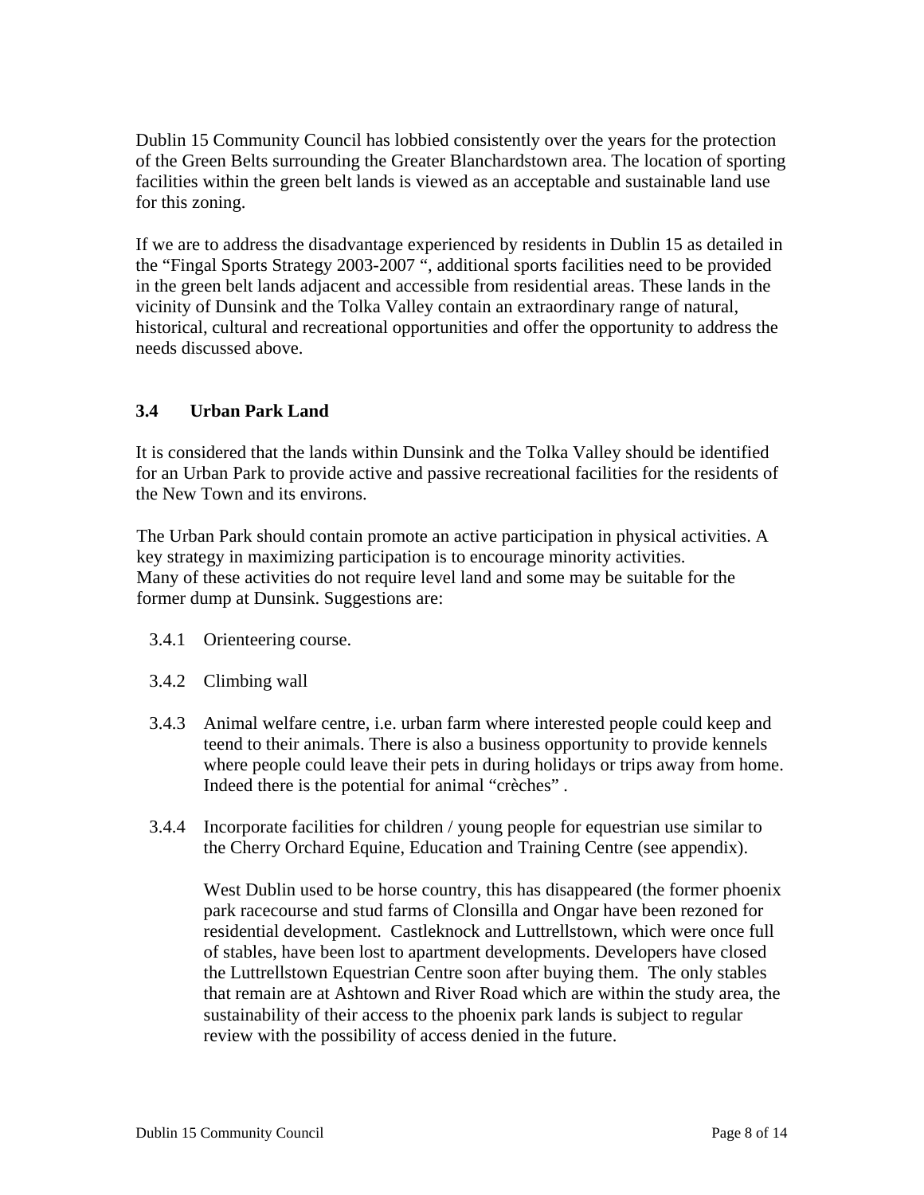Dublin 15 Community Council has lobbied consistently over the years for the protection of the Green Belts surrounding the Greater Blanchardstown area. The location of sporting facilities within the green belt lands is viewed as an acceptable and sustainable land use for this zoning.

If we are to address the disadvantage experienced by residents in Dublin 15 as detailed in the "Fingal Sports Strategy 2003-2007 ", additional sports facilities need to be provided in the green belt lands adjacent and accessible from residential areas. These lands in the vicinity of Dunsink and the Tolka Valley contain an extraordinary range of natural, historical, cultural and recreational opportunities and offer the opportunity to address the needs discussed above.

### 3.4 Urban Park Land

It is considered that the lands within Dunsink and the Tolka Valley should be identified for an Urban Park to provide active and passive recreational facilities for the residents of the New Town and its environs.

The Urban Park should contain promote an active participation in physical activities. A key strategy in maximizing participation is to encourage minority activities. Many of these activities do not require level land and some may be suitable for the former dump at Dunsink. Suggestions are:

3.4.1 Orienteering course.

3.4.2 Climbing wall

3.4.3 Animal welfare centre, i.e. urban farm where interested people could keep and teend to their animals. There is also a business opportunity to provide kennels where people could leave their pets in during holidays or trips away from home. Indeed there is the potential for animal "crèches" .

3.4.4 Incorporate facilities for children / young people for equestrian use similar to the Cherry Orchard Equine, Education and Training Centre (see appendix).

West Dublin used to be horse country, this has disappeared (the former phoenix park racecourse and stud farms of Clonsilla and Ongar have been rezoned for residential development. Castleknock and Luttrellstown, which were once full of stables, have been lost to apartment developments. Developers have closed the Luttrellstown Equestrian Centre soon after buying them. The only stables that remain are at Ashtown and River Road which are within the study area, the sustainability of their access to the phoenix park lands is subject to regular review with the possibility of access denied in the future.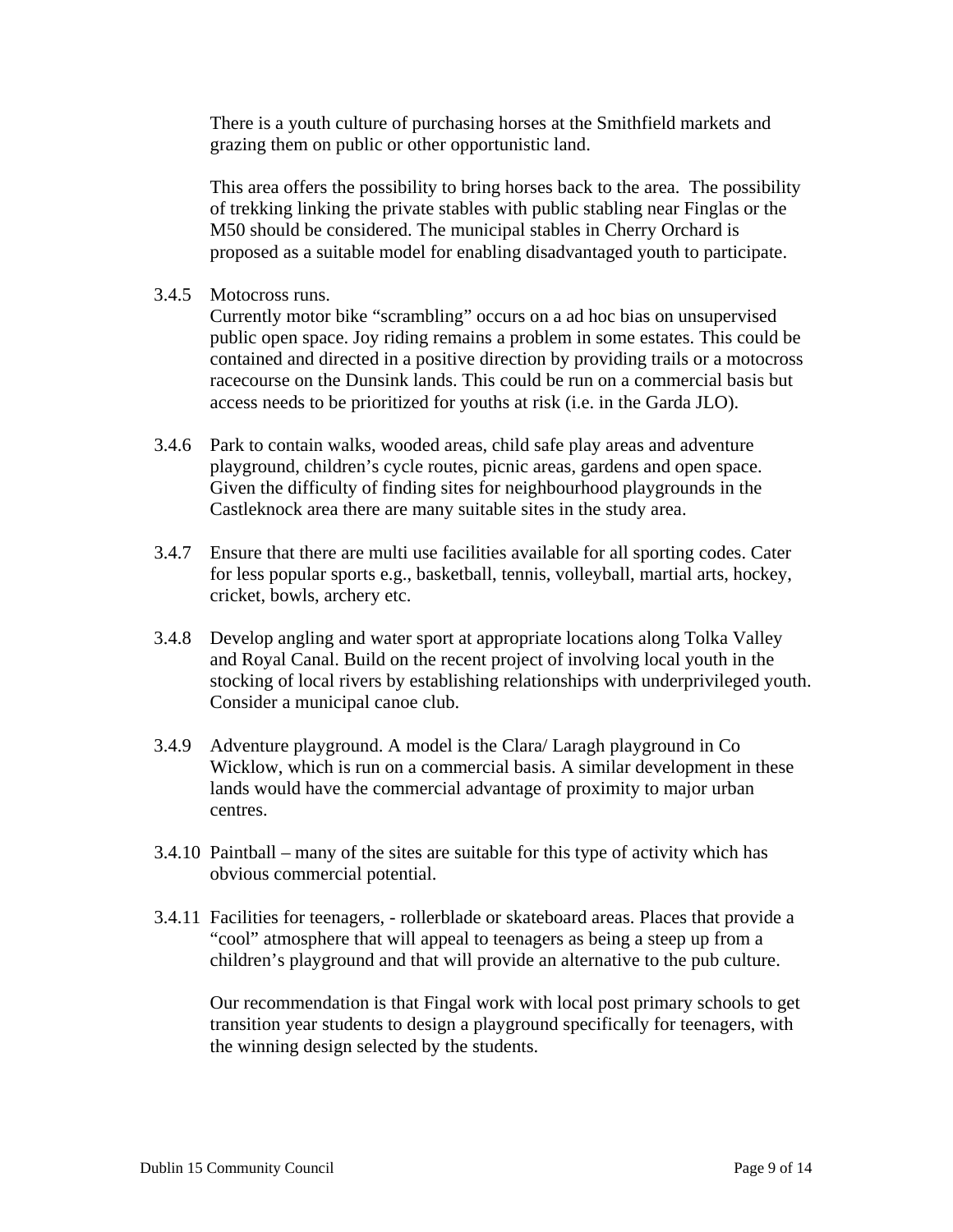There is a youth culture of purchasing horses at the Smithfield markets and grazing them on public or other opportunistic land.

This area offers the possibility to bring horses back to the area. The possibility of trekking linking the private stables with public stabling near Finglas or the M50 should be considered. The municipal stables in Cherry Orchard is proposed as a suitable model for enabling disadvantaged youth to participate.

3.4.5 Motocross runs.
Currently motor bike "scrambling" occurs on a ad hoc bias on unsupervised public open space. Joy riding remains a problem in some estates. This could be contained and directed in a positive direction by providing trails or a motocross racecourse on the Dunsink lands. This could be run on a commercial basis but access needs to be prioritized for youths at risk (i.e. in the Garda JLO).

3.4.6 Park to contain walks, wooded areas, child safe play areas and adventure playground, children's cycle routes, picnic areas, gardens and open space. Given the difficulty of finding sites for neighbourhood playgrounds in the Castleknock area there are many suitable sites in the study area.

3.4.7 Ensure that there are multi use facilities available for all sporting codes. Cater for less popular sports e.g., basketball, tennis, volleyball, martial arts, hockey, cricket, bowls, archery etc.

3.4.8 Develop angling and water sport at appropriate locations along Tolka Valley and Royal Canal. Build on the recent project of involving local youth in the stocking of local rivers by establishing relationships with underprivileged youth. Consider a municipal canoe club.

3.4.9 Adventure playground. A model is the Clara/ Laragh playground in Co Wicklow, which is run on a commercial basis. A similar development in these lands would have the commercial advantage of proximity to major urban centres.

3.4.10 Paintball – many of the sites are suitable for this type of activity which has obvious commercial potential.

3.4.11 Facilities for teenagers, - rollerblade or skateboard areas. Places that provide a "cool" atmosphere that will appeal to teenagers as being a steep up from a children's playground and that will provide an alternative to the pub culture.

Our recommendation is that Fingal work with local post primary schools to get transition year students to design a playground specifically for teenagers, with the winning design selected by the students.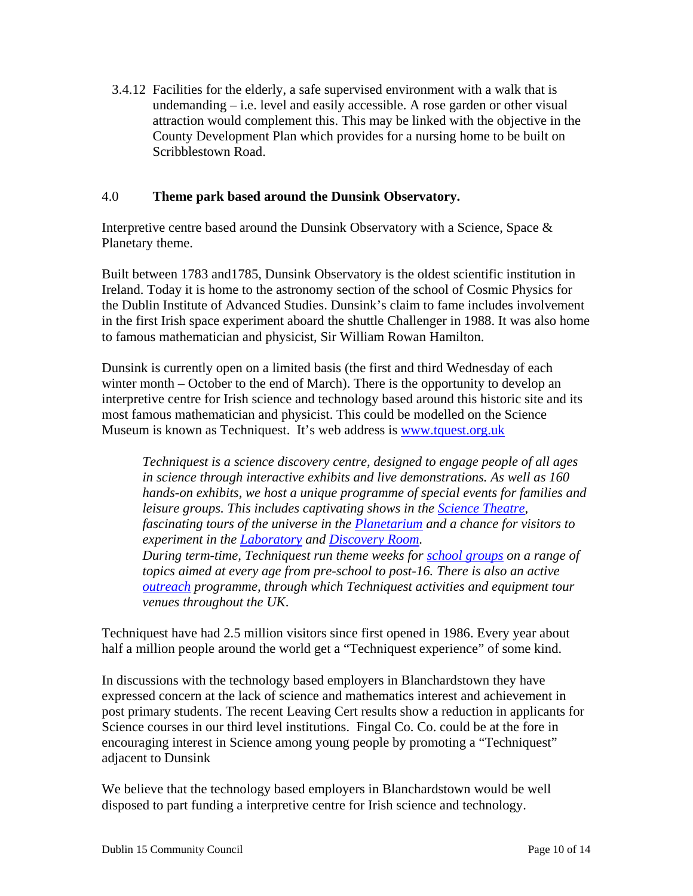3.4.12 Facilities for the elderly, a safe supervised environment with a walk that is undemanding – i.e. level and easily accessible. A rose garden or other visual attraction would complement this. This may be linked with the objective in the County Development Plan which provides for a nursing home to be built on Scribblestown Road.

## 4.0 Theme park based around the Dunsink Observatory.

Interpretive centre based around the Dunsink Observatory with a Science, Space & Planetary theme.

Built between 1783 and1785, Dunsink Observatory is the oldest scientific institution in Ireland. Today it is home to the astronomy section of the school of Cosmic Physics for the Dublin Institute of Advanced Studies. Dunsink's claim to fame includes involvement in the first Irish space experiment aboard the shuttle Challenger in 1988. It was also home to famous mathematician and physicist, Sir William Rowan Hamilton.

Dunsink is currently open on a limited basis (the first and third Wednesday of each winter month – October to the end of March). There is the opportunity to develop an interpretive centre for Irish science and technology based around this historic site and its most famous mathematician and physicist. This could be modelled on the Science Museum is known as Techniquest. It's web address is [www.tquest.org.uk](www.tquest.org.uk)

> *Techniquest is a science discovery centre, designed to engage people of all ages in science through interactive exhibits and live demonstrations. As well as 160 hands-on exhibits, we host a unique programme of special events for families and leisure groups. This includes captivating shows in the Science Theatre, fascinating tours of the universe in the Planetarium and a chance for visitors to experiment in the Laboratory and Discovery Room.*
> *During term-time, Techniquest run theme weeks for school groups on a range of topics aimed at every age from pre-school to post-16. There is also an active outreach programme, through which Techniquest activities and equipment tour venues throughout the UK.*

Techniquest have had 2.5 million visitors since first opened in 1986. Every year about half a million people around the world get a "Techniquest experience" of some kind.

In discussions with the technology based employers in Blanchardstown they have expressed concern at the lack of science and mathematics interest and achievement in post primary students. The recent Leaving Cert results show a reduction in applicants for Science courses in our third level institutions. Fingal Co. Co. could be at the fore in encouraging interest in Science among young people by promoting a "Techniquest" adjacent to Dunsink

We believe that the technology based employers in Blanchardstown would be well disposed to part funding a interpretive centre for Irish science and technology.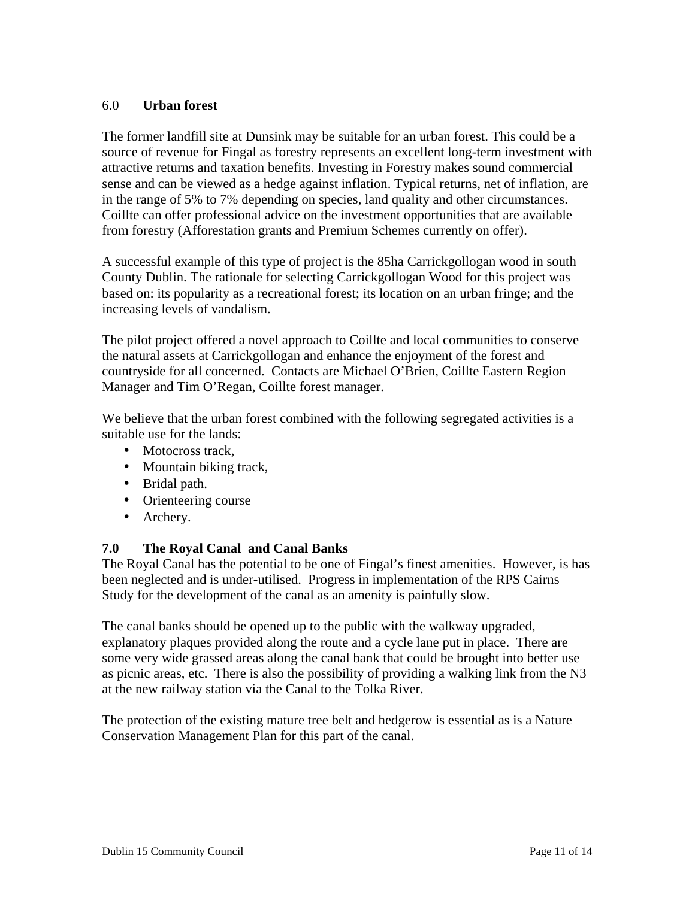## 6.0 **Urban forest**

The former landfill site at Dunsink may be suitable for an urban forest. This could be a source of revenue for Fingal as forestry represents an excellent long-term investment with attractive returns and taxation benefits. Investing in Forestry makes sound commercial sense and can be viewed as a hedge against inflation. Typical returns, net of inflation, are in the range of 5% to 7% depending on species, land quality and other circumstances. Coillte can offer professional advice on the investment opportunities that are available from forestry (Afforestation grants and Premium Schemes currently on offer).

A successful example of this type of project is the 85ha Carrickgollogan wood in south County Dublin. The rationale for selecting Carrickgollogan Wood for this project was based on: its popularity as a recreational forest; its location on an urban fringe; and the increasing levels of vandalism.

The pilot project offered a novel approach to Coillte and local communities to conserve the natural assets at Carrickgollogan and enhance the enjoyment of the forest and countryside for all concerned. Contacts are Michael O'Brien, Coillte Eastern Region Manager and Tim O'Regan, Coillte forest manager.

We believe that the urban forest combined with the following segregated activities is a suitable use for the lands:

- Motocross track,
- Mountain biking track,
- Bridal path.
- Orienteering course
- Archery.

## **7.0 The Royal Canal and Canal Banks**

The Royal Canal has the potential to be one of Fingal's finest amenities. However, is has been neglected and is under-utilised. Progress in implementation of the RPS Cairns Study for the development of the canal as an amenity is painfully slow.

The canal banks should be opened up to the public with the walkway upgraded, explanatory plaques provided along the route and a cycle lane put in place. There are some very wide grassed areas along the canal bank that could be brought into better use as picnic areas, etc. There is also the possibility of providing a walking link from the N3 at the new railway station via the Canal to the Tolka River.

The protection of the existing mature tree belt and hedgerow is essential as is a Nature Conservation Management Plan for this part of the canal.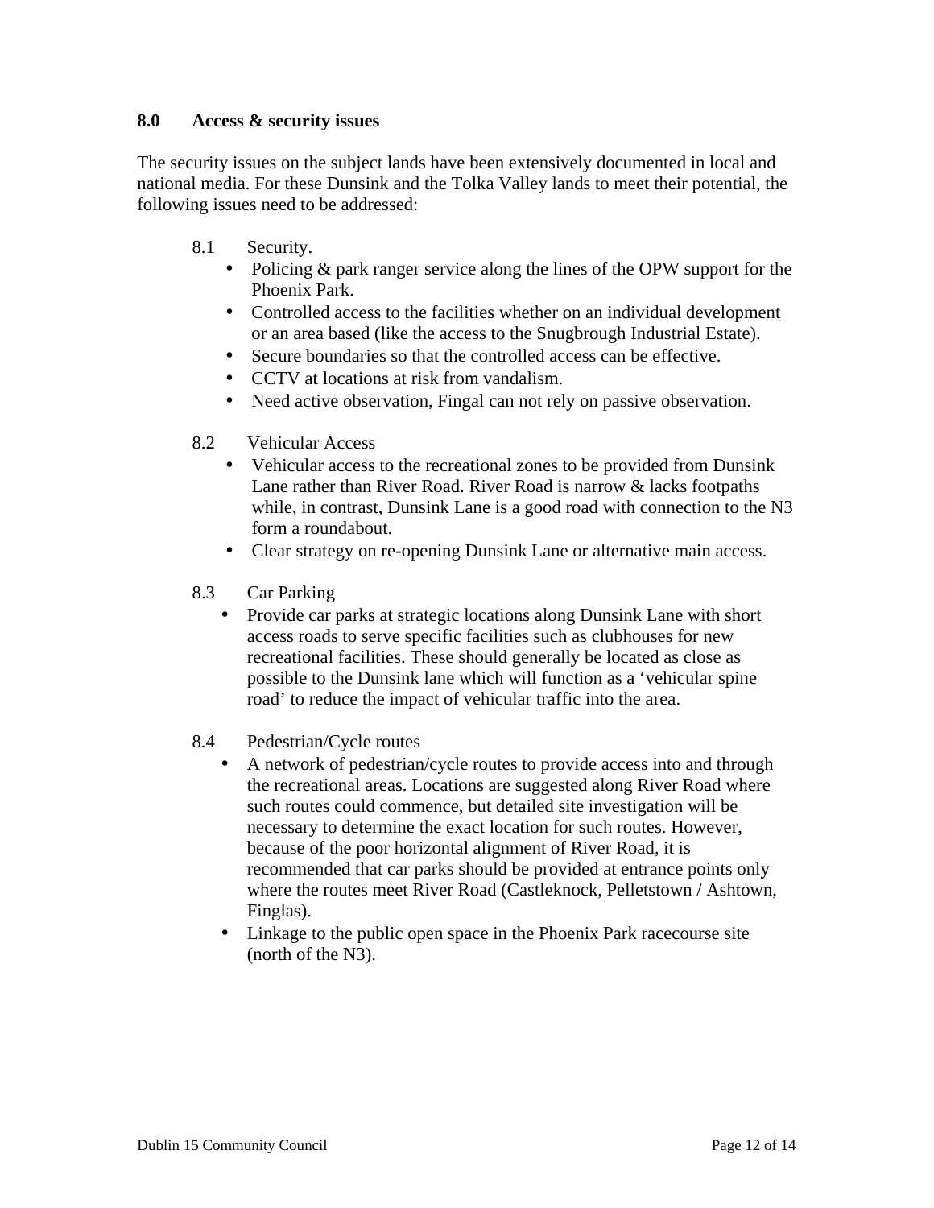## 8.0 Access & security issues

The security issues on the subject lands have been extensively documented in local and national media. For these Dunsink and the Tolka Valley lands to meet their potential, the following issues need to be addressed:

8.1 Security.

- Policing & park ranger service along the lines of the OPW support for the Phoenix Park.
- Controlled access to the facilities whether on an individual development or an area based (like the access to the Snugbrough Industrial Estate).
- Secure boundaries so that the controlled access can be effective.
- CCTV at locations at risk from vandalism.
- Need active observation, Fingal can not rely on passive observation.

8.2 Vehicular Access

- Vehicular access to the recreational zones to be provided from Dunsink Lane rather than River Road. River Road is narrow & lacks footpaths while, in contrast, Dunsink Lane is a good road with connection to the N3 form a roundabout.
- Clear strategy on re-opening Dunsink Lane or alternative main access.

8.3 Car Parking

- Provide car parks at strategic locations along Dunsink Lane with short access roads to serve specific facilities such as clubhouses for new recreational facilities. These should generally be located as close as possible to the Dunsink lane which will function as a 'vehicular spine road' to reduce the impact of vehicular traffic into the area.

8.4 Pedestrian/Cycle routes

- A network of pedestrian/cycle routes to provide access into and through the recreational areas. Locations are suggested along River Road where such routes could commence, but detailed site investigation will be necessary to determine the exact location for such routes. However, because of the poor horizontal alignment of River Road, it is recommended that car parks should be provided at entrance points only where the routes meet River Road (Castleknock, Pelletstown / Ashtown, Finglas).
- Linkage to the public open space in the Phoenix Park racecourse site (north of the N3).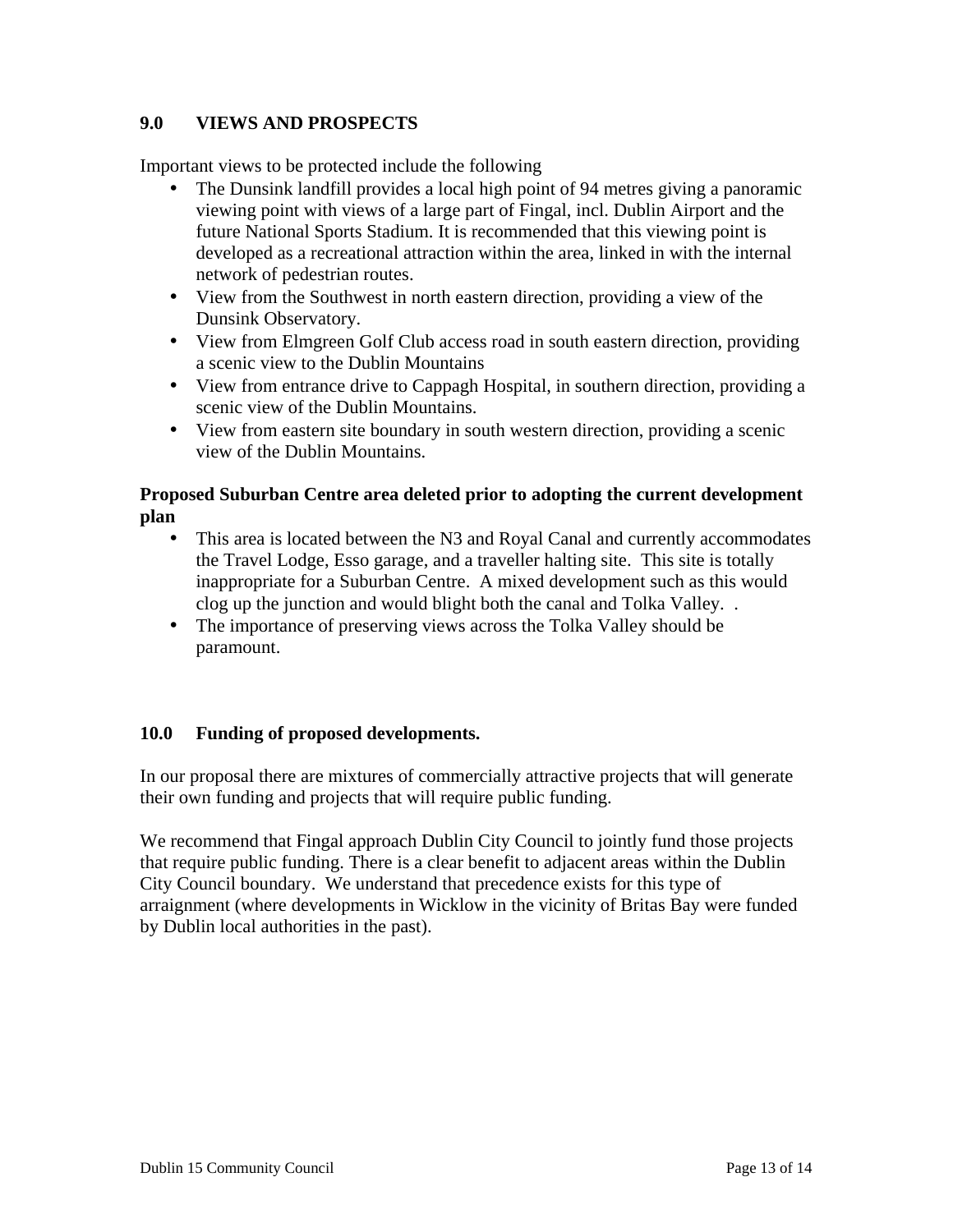## 9.0 VIEWS AND PROSPECTS

Important views to be protected include the following

- The Dunsink landfill provides a local high point of 94 metres giving a panoramic viewing point with views of a large part of Fingal, incl. Dublin Airport and the future National Sports Stadium. It is recommended that this viewing point is developed as a recreational attraction within the area, linked in with the internal network of pedestrian routes.
- View from the Southwest in north eastern direction, providing a view of the Dunsink Observatory.
- View from Elmgreen Golf Club access road in south eastern direction, providing a scenic view to the Dublin Mountains
- View from entrance drive to Cappagh Hospital, in southern direction, providing a scenic view of the Dublin Mountains.
- View from eastern site boundary in south western direction, providing a scenic view of the Dublin Mountains.

**Proposed Suburban Centre area deleted prior to adopting the current development plan**

- This area is located between the N3 and Royal Canal and currently accommodates the Travel Lodge, Esso garage, and a traveller halting site. This site is totally inappropriate for a Suburban Centre. A mixed development such as this would clog up the junction and would blight both the canal and Tolka Valley. .
- The importance of preserving views across the Tolka Valley should be paramount.

## 10.0 Funding of proposed developments.

In our proposal there are mixtures of commercially attractive projects that will generate their own funding and projects that will require public funding.

We recommend that Fingal approach Dublin City Council to jointly fund those projects that require public funding. There is a clear benefit to adjacent areas within the Dublin City Council boundary. We understand that precedence exists for this type of arraignment (where developments in Wicklow in the vicinity of Britas Bay were funded by Dublin local authorities in the past).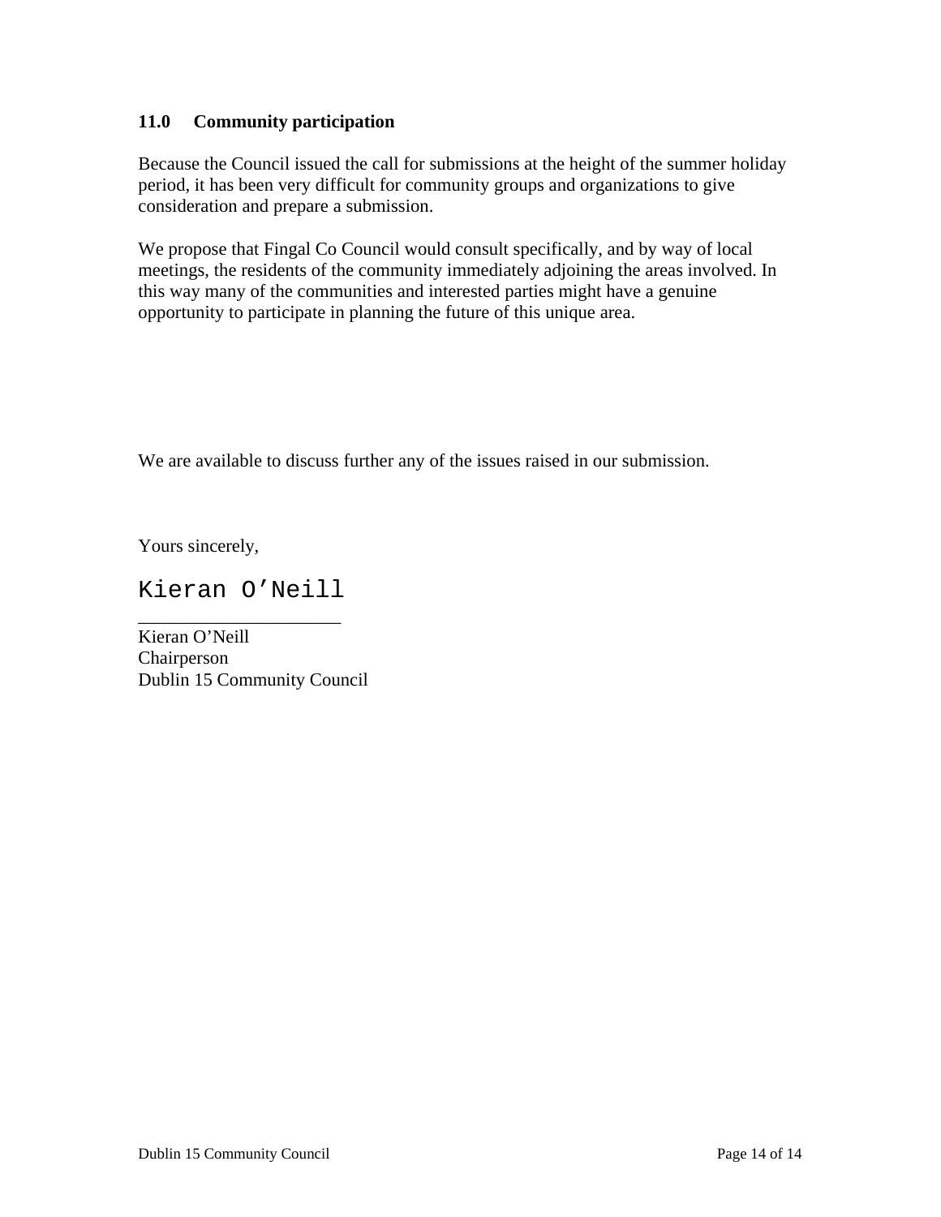## 11.0 Community participation

Because the Council issued the call for submissions at the height of the summer holiday period, it has been very difficult for community groups and organizations to give consideration and prepare a submission.

We propose that Fingal Co Council would consult specifically, and by way of local meetings, the residents of the community immediately adjoining the areas involved. In this way many of the communities and interested parties might have a genuine opportunity to participate in planning the future of this unique area.

We are available to discuss further any of the issues raised in our submission.

Yours sincerely,

Kieran O'Neill

_____________________

Kieran O'Neill
Chairperson
Dublin 15 Community Council